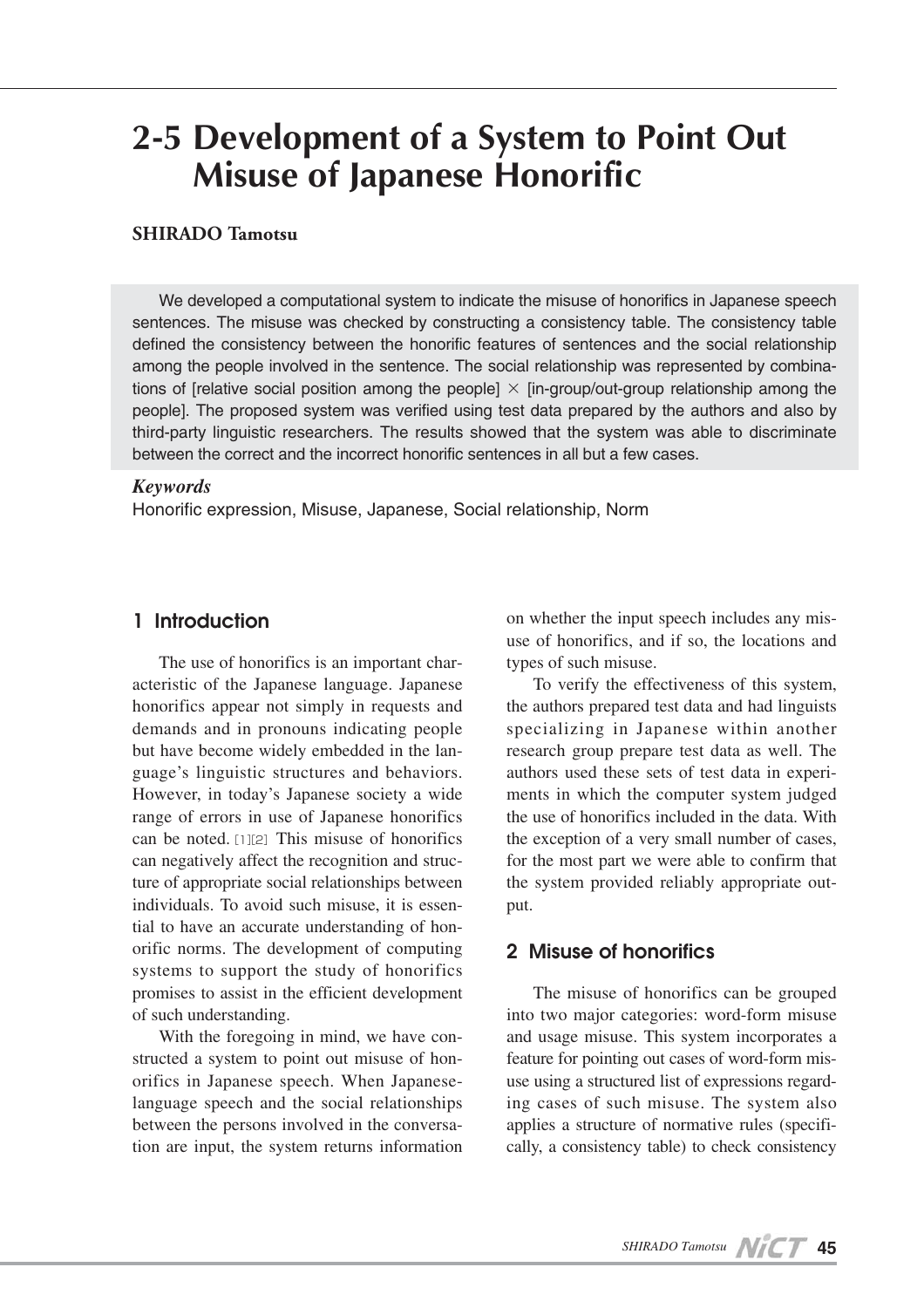# 2-5 Development of a System to Point Out Misuse of Japanese Honorific

**SHIRADO Tamotsu**

We developed a computational system to indicate the misuse of honorifics in Japanese speech sentences. The misuse was checked by constructing a consistency table. The consistency table defined the consistency between the honorific features of sentences and the social relationship among the people involved in the sentence. The social relationship was represented by combinations of [relative social position among the people] × [in-group/out-group relationship among the people]. The proposed system was verified using test data prepared by the authors and also by third-party linguistic researchers. The results showed that the system was able to discriminate between the correct and the incorrect honorific sentences in all but a few cases.

***Keywords***

Honorific expression, Misuse, Japanese, Social relationship, Norm

## 1 Introduction

The use of honorifics is an important characteristic of the Japanese language. Japanese honorifics appear not simply in requests and demands and in pronouns indicating people but have become widely embedded in the language's linguistic structures and behaviors. However, in today's Japanese society a wide range of errors in use of Japanese honorifics can be noted. [1][2] This misuse of honorifics can negatively affect the recognition and structure of appropriate social relationships between individuals. To avoid such misuse, it is essential to have an accurate understanding of honorific norms. The development of computing systems to support the study of honorifics promises to assist in the efficient development of such understanding.

With the foregoing in mind, we have constructed a system to point out misuse of honorifics in Japanese speech. When Japanese-language speech and the social relationships between the persons involved in the conversation are input, the system returns information on whether the input speech includes any misuse of honorifics, and if so, the locations and types of such misuse.

To verify the effectiveness of this system, the authors prepared test data and had linguists specializing in Japanese within another research group prepare test data as well. The authors used these sets of test data in experiments in which the computer system judged the use of honorifics included in the data. With the exception of a very small number of cases, for the most part we were able to confirm that the system provided reliably appropriate output.

## 2 Misuse of honorifics

The misuse of honorifics can be grouped into two major categories: word-form misuse and usage misuse. This system incorporates a feature for pointing out cases of word-form misuse using a structured list of expressions regarding cases of such misuse. The system also applies a structure of normative rules (specifically, a consistency table) to check consistency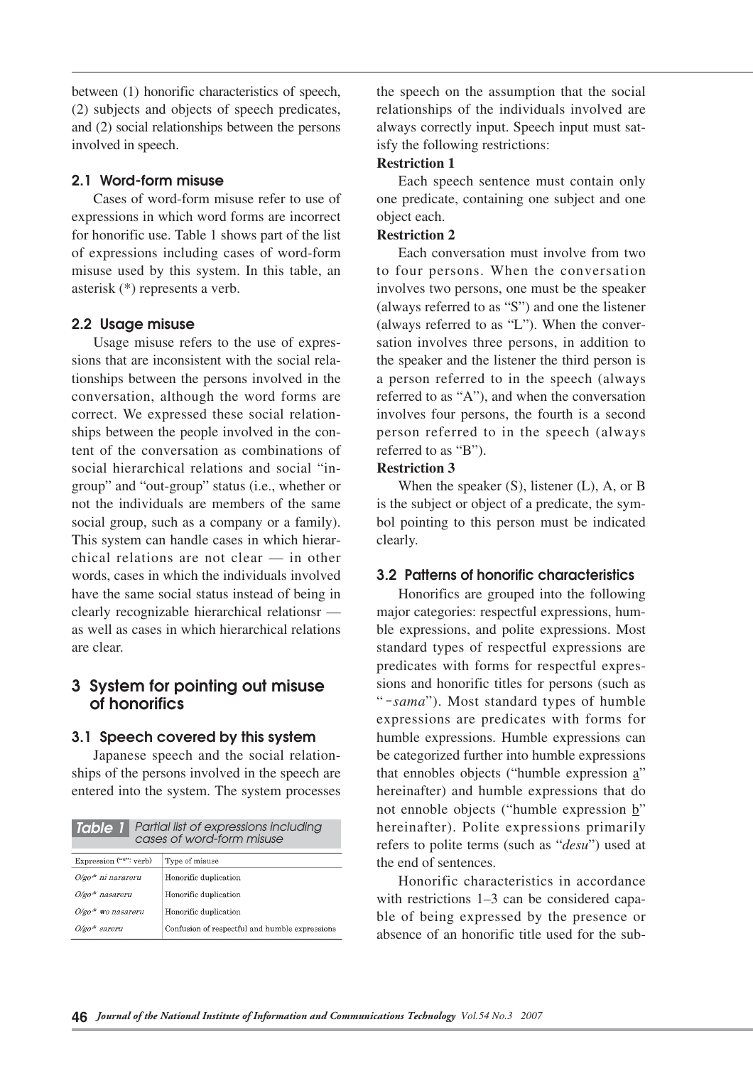between (1) honorific characteristics of speech, (2) subjects and objects of speech predicates, and (2) social relationships between the persons involved in speech.

### 2.1 Word-form misuse

Cases of word-form misuse refer to use of expressions in which word forms are incorrect for honorific use. Table 1 shows part of the list of expressions including cases of word-form misuse used by this system. In this table, an asterisk (*) represents a verb.

### 2.2 Usage misuse

Usage misuse refers to the use of expressions that are inconsistent with the social relationships between the persons involved in the conversation, although the word forms are correct. We expressed these social relationships between the people involved in the content of the conversation as combinations of social hierarchical relations and social "in-group" and "out-group" status (i.e., whether or not the individuals are members of the same social group, such as a company or a family). This system can handle cases in which hierarchical relations are not clear — in other words, cases in which the individuals involved have the same social status instead of being in clearly recognizable hierarchical relationsr — as well as cases in which hierarchical relations are clear.

## 3 System for pointing out misuse of honorifics

### 3.1 Speech covered by this system

Japanese speech and the social relationships of the persons involved in the speech are entered into the system. The system processes the speech on the assumption that the social relationships of the individuals involved are always correctly input. Speech input must satisfy the following restrictions:

**Restriction 1**

Each speech sentence must contain only one predicate, containing one subject and one object each.

**Restriction 2**

Each conversation must involve from two to four persons. When the conversation involves two persons, one must be the speaker (always referred to as "S") and one the listener (always referred to as "L"). When the conversation involves three persons, in addition to the speaker and the listener the third person is a person referred to in the speech (always referred to as "A"), and when the conversation involves four persons, the fourth is a second person referred to in the speech (always referred to as "B").

**Restriction 3**

When the speaker (S), listener (L), A, or B is the subject or object of a predicate, the symbol pointing to this person must be indicated clearly.

**Table 1** Partial list of expressions including cases of word-form misuse

| Expression ("*": verb) | Type of misuse |
|---|---|
| *O/go-* ni narareru* | Honorific duplication |
| *O/go-* nasareru* | Honorific duplication |
| *O/go-* wo nasareru* | Honorific duplication |
| *O/go-* sareru* | Confusion of respectful and humble expressions |

### 3.2 Patterns of honorific characteristics

Honorifics are grouped into the following major categories: respectful expressions, humble expressions, and polite expressions. Most standard types of respectful expressions are predicates with forms for respectful expressions and honorific titles for persons (such as "*-sama*"). Most standard types of humble expressions are predicates with forms for humble expressions. Humble expressions can be categorized further into humble expressions that ennobles objects ("humble expression a" hereinafter) and humble expressions that do not ennoble objects ("humble expression b" hereinafter). Polite expressions primarily refers to polite terms (such as "*desu*") used at the end of sentences.

Honorific characteristics in accordance with restrictions 1–3 can be considered capable of being expressed by the presence or absence of an honorific title used for the sub-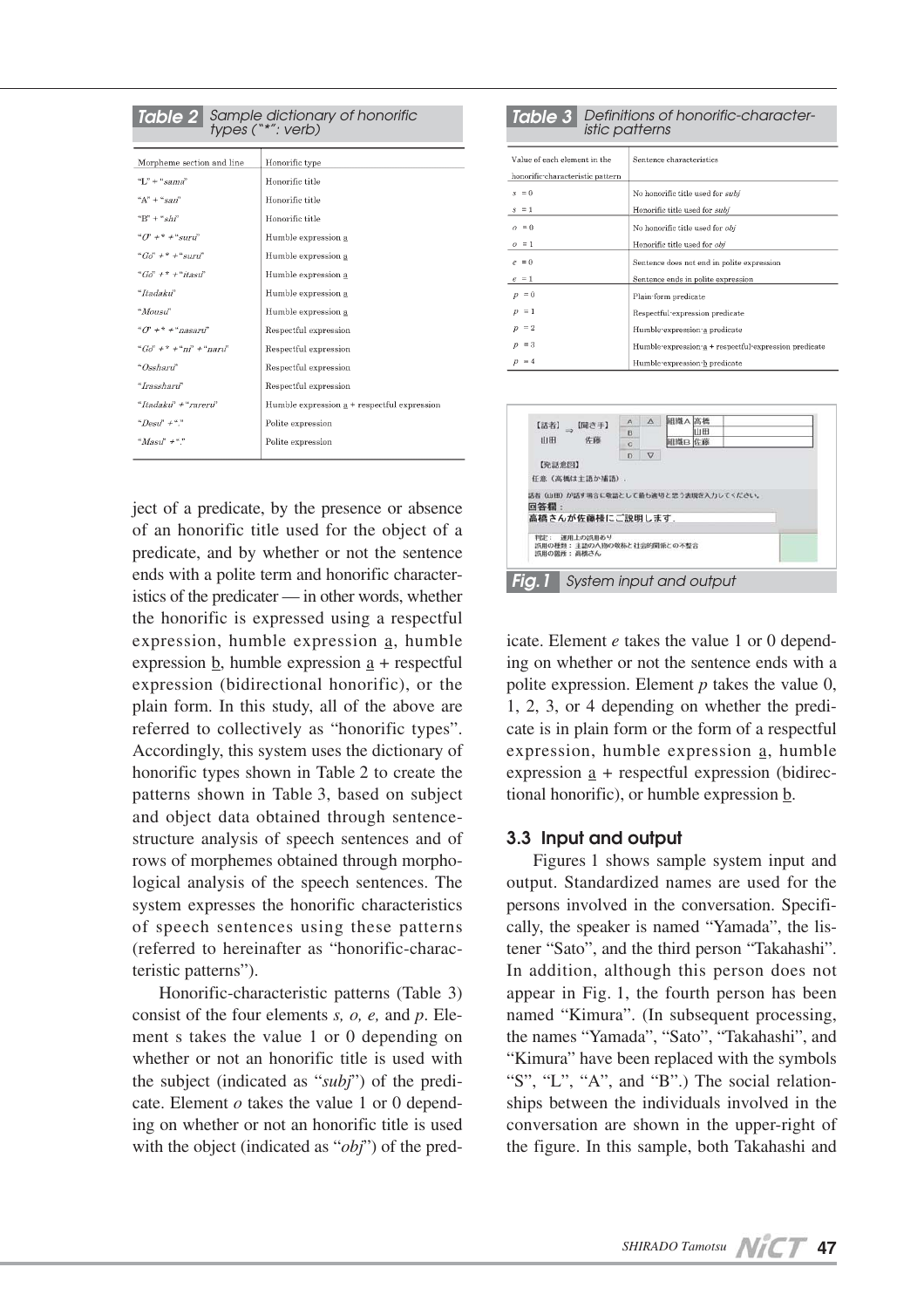**Table 2** Sample dictionary of honorific types ("*": verb)

| Morpheme section and line | Honorific type |
|---|---|
| "L" + "*sama*" | Honorific title |
| "A" + "*san*" | Honorific title |
| "B" + "*shi*" | Honorific title |
| "*O*" + * + "*suru*" | Humble expression a |
| "*Go*" + * + "*suru*" | Humble expression a |
| "*Go*" + * + "*itasu*" | Humble expression a |
| "*Itadaku*" | Humble expression a |
| "*Mousu*" | Humble expression a |
| "*O*" + * + "*nasaru*" | Respectful expression |
| "*Go*" + * + "*ni*" + "*naru*" | Respectful expression |
| "*Ossharu*" | Respectful expression |
| "*Irassharu*" | Respectful expression |
| "*Itadaku*" + "*rareru*" | Humble expression a + respectful expression |
| "*Desu*" + "." | Polite expression |
| "*Masu*" + "." | Polite expression |

ject of a predicate, by the presence or absence of an honorific title used for the object of a predicate, and by whether or not the sentence ends with a polite term and honorific characteristics of the predicater — in other words, whether the honorific is expressed using a respectful expression, humble expression a, humble expression b, humble expression a + respectful expression (bidirectional honorific), or the plain form. In this study, all of the above are referred to collectively as "honorific types". Accordingly, this system uses the dictionary of honorific types shown in Table 2 to create the patterns shown in Table 3, based on subject and object data obtained through sentence-structure analysis of speech sentences and of rows of morphemes obtained through morphological analysis of the speech sentences. The system expresses the honorific characteristics of speech sentences using these patterns (referred to hereinafter as "honorific-characteristic patterns").

Honorific-characteristic patterns (Table 3) consist of the four elements *s, o, e,* and *p*. Element s takes the value 1 or 0 depending on whether or not an honorific title is used with the subject (indicated as "*subj*") of the predicate. Element *o* takes the value 1 or 0 depending on whether or not an honorific title is used with the object (indicated as "*obj*") of the predicate. Element *e* takes the value 1 or 0 depending on whether or not the sentence ends with a polite expression. Element *p* takes the value 0, 1, 2, 3, or 4 depending on whether the predicate is in plain form or the form of a respectful expression, humble expression a, humble expression a + respectful expression (bidirectional honorific), or humble expression b.

**Table 3** Definitions of honorific-characteristic patterns

| Value of each element in the honorific-characteristic pattern | Sentence characteristics |
|---|---|
| $s = 0$ | No honorific title used for *subj* |
| $s = 1$ | Honorific title used for *subj* |
| $o = 0$ | No honorific title used for *obj* |
| $o = 1$ | Honorific title used for *obj* |
| $e = 0$ | Sentence does not end in polite expression |
| $e = 1$ | Sentence ends in polite expression |
| $p = 0$ | Plain-form predicate |
| $p = 1$ | Respectful-expression predicate |
| $p = 2$ | Humble-expression-a predicate |
| $p = 3$ | Humble-expression-a + respectful-expression predicate |
| $p = 4$ | Humble-expression-b predicate |

**Fig. 1** System input and output

### 3.3 Input and output

Figures 1 shows sample system input and output. Standardized names are used for the persons involved in the conversation. Specifically, the speaker is named "Yamada", the listener "Sato", and the third person "Takahashi". In addition, although this person does not appear in Fig. 1, the fourth person has been named "Kimura". (In subsequent processing, the names "Yamada", "Sato", "Takahashi", and "Kimura" have been replaced with the symbols "S", "L", "A", and "B".) The social relationships between the individuals involved in the conversation are shown in the upper-right of the figure. In this sample, both Takahashi and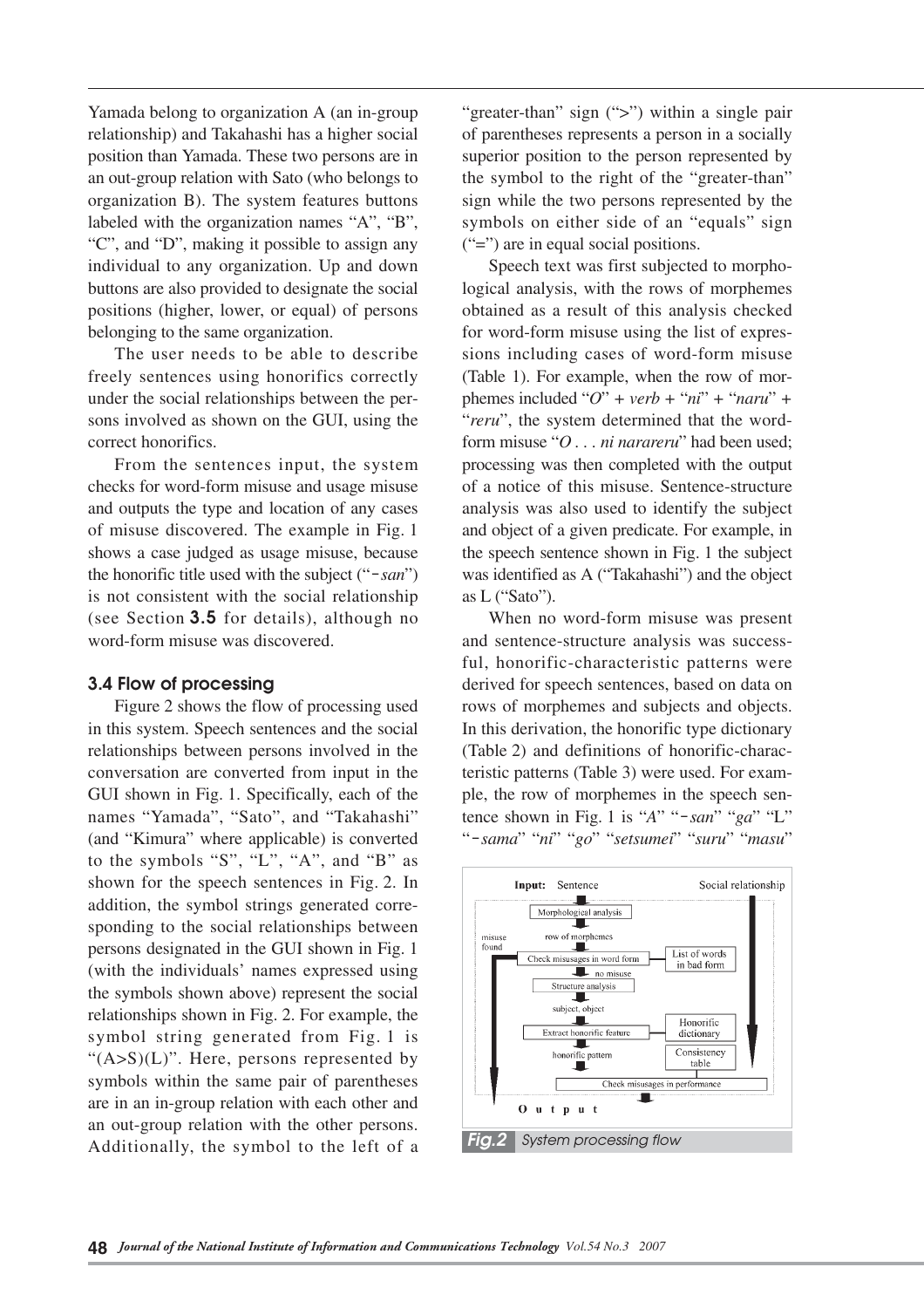Yamada belong to organization A (an in-group relationship) and Takahashi has a higher social position than Yamada. These two persons are in an out-group relation with Sato (who belongs to organization B). The system features buttons labeled with the organization names "A", "B", "C", and "D", making it possible to assign any individual to any organization. Up and down buttons are also provided to designate the social positions (higher, lower, or equal) of persons belonging to the same organization.

The user needs to be able to describe freely sentences using honorifics correctly under the social relationships between the persons involved as shown on the GUI, using the correct honorifics.

From the sentences input, the system checks for word-form misuse and usage misuse and outputs the type and location of any cases of misuse discovered. The example in Fig. 1 shows a case judged as usage misuse, because the honorific title used with the subject ("-*san*") is not consistent with the social relationship (see Section **3.5** for details), although no word-form misuse was discovered.

### 3.4 Flow of processing

Figure 2 shows the flow of processing used in this system. Speech sentences and the social relationships between persons involved in the conversation are converted from input in the GUI shown in Fig. 1. Specifically, each of the names "Yamada", "Sato", and "Takahashi" (and "Kimura" where applicable) is converted to the symbols "S", "L", "A", and "B" as shown for the speech sentences in Fig. 2. In addition, the symbol strings generated corresponding to the social relationships between persons designated in the GUI shown in Fig. 1 (with the individuals' names expressed using the symbols shown above) represent the social relationships shown in Fig. 2. For example, the symbol string generated from Fig. 1 is "(A>S)(L)". Here, persons represented by symbols within the same pair of parentheses are in an in-group relation with each other and an out-group relation with the other persons. Additionally, the symbol to the left of a "greater-than" sign (">") within a single pair of parentheses represents a person in a socially superior position to the person represented by the symbol to the right of the "greater-than" sign while the two persons represented by the symbols on either side of an "equals" sign ("=") are in equal social positions.

Speech text was first subjected to morphological analysis, with the rows of morphemes obtained as a result of this analysis checked for word-form misuse using the list of expressions including cases of word-form misuse (Table 1). For example, when the row of morphemes included "*O*" + *verb* + "*ni*" + "*naru*" + "*reru*", the system determined that the word-form misuse "*O . . . ni narareru*" had been used; processing was then completed with the output of a notice of this misuse. Sentence-structure analysis was also used to identify the subject and object of a given predicate. For example, in the speech sentence shown in Fig. 1 the subject was identified as A ("Takahashi") and the object as L ("Sato").

When no word-form misuse was present and sentence-structure analysis was successful, honorific-characteristic patterns were derived for speech sentences, based on data on rows of morphemes and subjects and objects. In this derivation, the honorific type dictionary (Table 2) and definitions of honorific-characteristic patterns (Table 3) were used. For example, the row of morphemes in the speech sentence shown in Fig. 1 is "*A*" "-*san*" "*ga*" "L" "-*sama*" "*ni*" "*go*" "*setsumei*" "*suru*" "*masu*"

Fig.2 System processing flow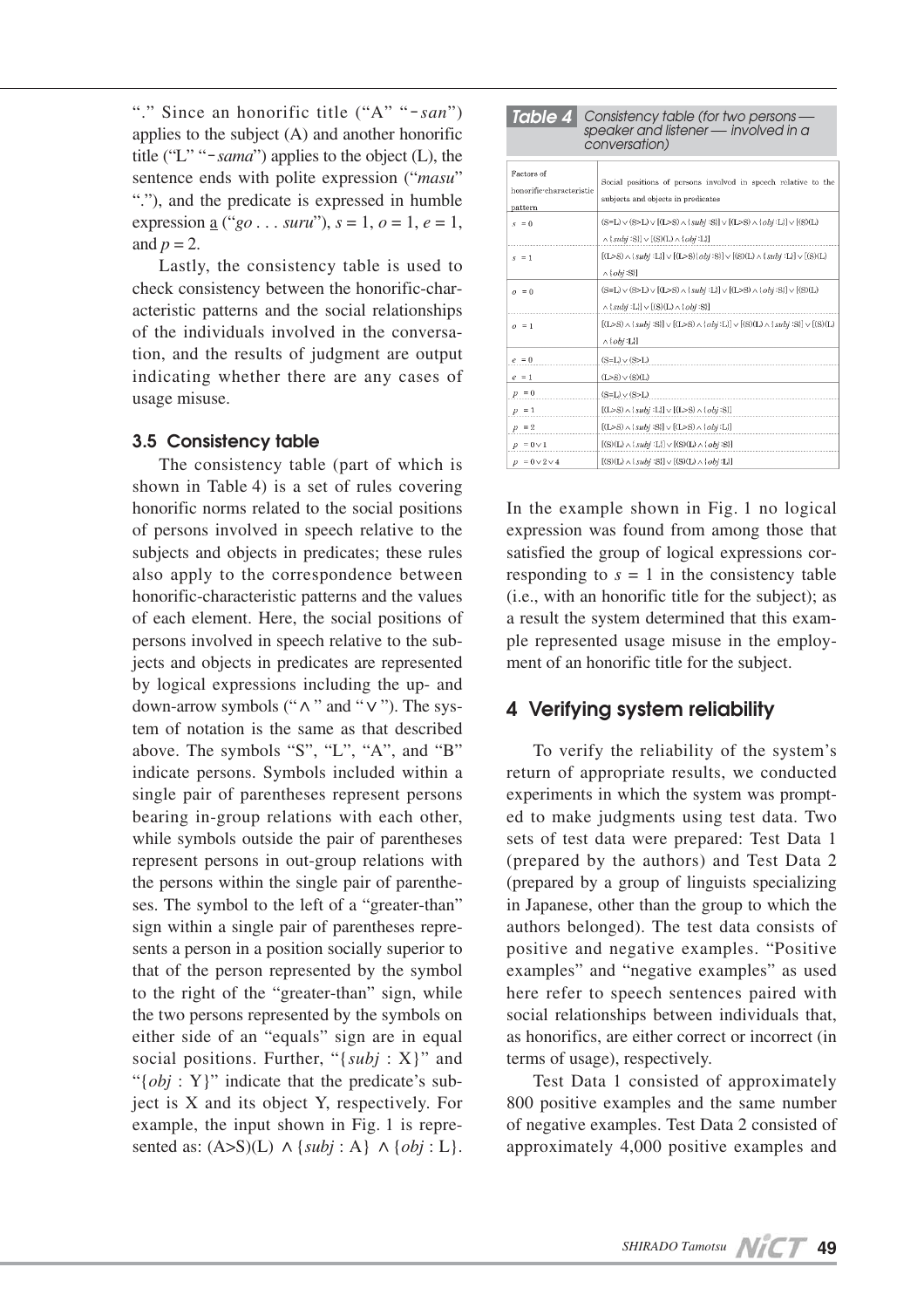"." Since an honorific title ("A" "-*san*") applies to the subject (A) and another honorific title ("L" "-*sama*") applies to the object (L), the sentence ends with polite expression ("*masu*" "."), and the predicate is expressed in humble expression a ("*go . . . suru*"), $s = 1$, $o = 1$, $e = 1$, and $p = 2$.

Lastly, the consistency table is used to check consistency between the honorific-characteristic patterns and the social relationships of the individuals involved in the conversation, and the results of judgment are output indicating whether there are any cases of usage misuse.

### 3.5 Consistency table

The consistency table (part of which is shown in Table 4) is a set of rules covering honorific norms related to the social positions of persons involved in speech relative to the subjects and objects in predicates; these rules also apply to the correspondence between honorific-characteristic patterns and the values of each element. Here, the social positions of persons involved in speech relative to the subjects and objects in predicates are represented by logical expressions including the up- and down-arrow symbols ("∧" and "∨"). The system of notation is the same as that described above. The symbols "S", "L", "A", and "B" indicate persons. Symbols included within a single pair of parentheses represent persons bearing in-group relations with each other, while symbols outside the pair of parentheses represent persons in out-group relations with the persons within the single pair of parentheses. The symbol to the left of a "greater-than" sign within a single pair of parentheses represents a person in a position socially superior to that of the person represented by the symbol to the right of the "greater-than" sign, while the two persons represented by the symbols on either side of an "equals" sign are in equal social positions. Further, "{*subj* : X}" and "{*obj* : Y}" indicate that the predicate's subject is X and its object Y, respectively. For example, the input shown in Fig. 1 is represented as: (A>S)(L) ∧ {*subj* : A} ∧ {*obj* : L}.

**Table 4** Consistency table (for two persons — speaker and listener — involved in a conversation)

| Factors of honorific-characteristic pattern | Social positions of persons involved in speech relative to the subjects and objects in predicates |
|---|---|
| $s = 0$ | (S=L) ∨ (S>L) ∨ [(L>S) ∧ {*subj* :S}] ∨ [(L>S) ∧ {*obj* :L}] ∨ [(S)(L) ∧ {*subj* :S}] ∨ [(S)(L) ∧ {*obj* :L}] |
| $s = 1$ | [(L>S) ∧ {*subj* :L}] ∨ [(L>S) {*obj* :S}] ∨ [(S)(L) ∧ {*subj* :L}] ∨ [(S)(L) ∧ {*obj* :S}] |
| $o = 0$ | (S=L) ∨ (S>L) ∨ [(L>S) ∧ {*subj* :L}] ∨ [(L>S) ∧ {*obj* :S}] ∨ [(S)(L) ∧ {*subj* :L}] ∨ [(S)(L) ∧ {*obj* :S}] |
| $o = 1$ | [(L>S) ∧ {*subj* :S}] ∨ [(L>S) ∧ {*obj* :L}] ∨ [(S)(L) ∧ {*subj* :S}] ∨ [(S)(L) ∧ {*obj* :L}] |
| $e = 0$ | (S=L) ∨ (S>L) |
| $e = 1$ | (L>S) ∨ (S)(L) |
| $p = 0$ | (S=L) ∨ (S>L) |
| $p = 1$ | [(L>S) ∧ {*subj* :L}] ∨ [(L>S) ∧ {*obj* :S}] |
| $p = 2$ | [(L>S) ∧ {*subj* :S}] ∨ [(L>S) ∧ {*obj* :L}] |
| $p = 0 ∨ 1$ | [(S)(L) ∧ {*subj* :L}] ∨ [(S)(L) ∧ {*obj* :S}] |
| $p = 0 ∨ 2 ∨ 4$ | [(S)(L) ∧ {*subj* :S}] ∨ [(S)(L) ∧ {*obj* :L}] |

In the example shown in Fig. 1 no logical expression was found from among those that satisfied the group of logical expressions corresponding to $s = 1$ in the consistency table (i.e., with an honorific title for the subject); as a result the system determined that this example represented usage misuse in the employment of an honorific title for the subject.

## 4 Verifying system reliability

To verify the reliability of the system's return of appropriate results, we conducted experiments in which the system was prompted to make judgments using test data. Two sets of test data were prepared: Test Data 1 (prepared by the authors) and Test Data 2 (prepared by a group of linguists specializing in Japanese, other than the group to which the authors belonged). The test data consists of positive and negative examples. "Positive examples" and "negative examples" as used here refer to speech sentences paired with social relationships between individuals that, as honorifics, are either correct or incorrect (in terms of usage), respectively.

Test Data 1 consisted of approximately 800 positive examples and the same number of negative examples. Test Data 2 consisted of approximately 4,000 positive examples and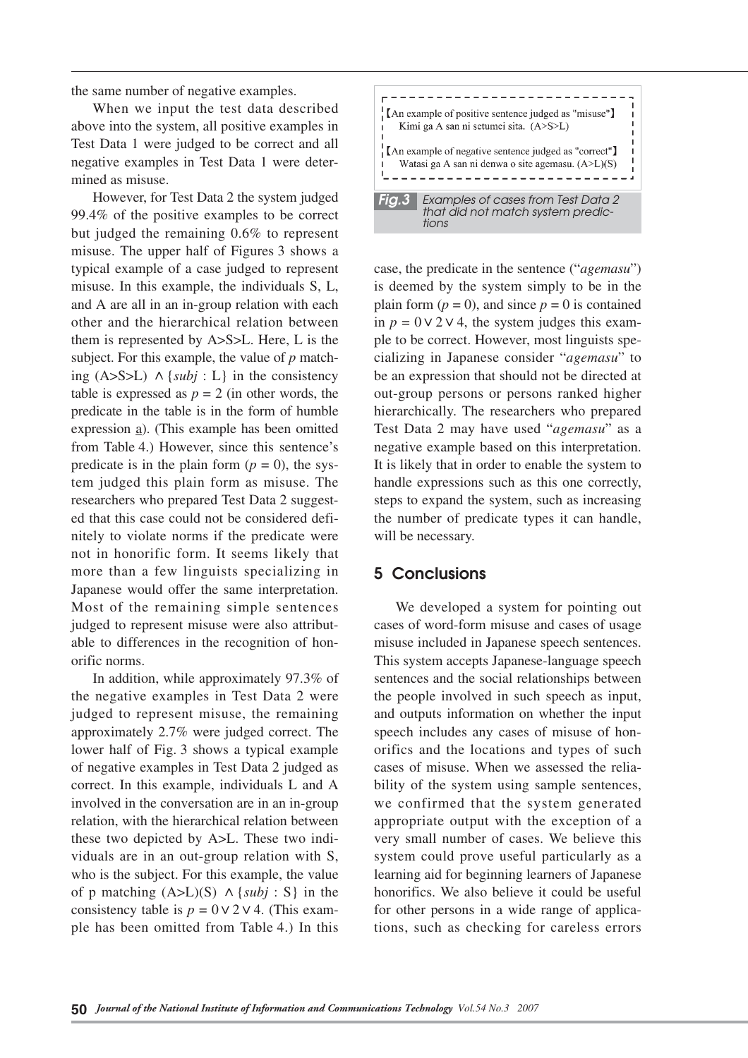the same number of negative examples.

When we input the test data described above into the system, all positive examples in Test Data 1 were judged to be correct and all negative examples in Test Data 1 were determined as misuse.

However, for Test Data 2 the system judged 99.4% of the positive examples to be correct but judged the remaining 0.6% to represent misuse. The upper half of Figures 3 shows a typical example of a case judged to represent misuse. In this example, the individuals S, L, and A are all in an in-group relation with each other and the hierarchical relation between them is represented by A>S>L. Here, L is the subject. For this example, the value of $p$ matching (A>S>L) $\wedge$ {*subj* : L} in the consistency table is expressed as $p = 2$ (in other words, the predicate in the table is in the form of humble expression a). (This example has been omitted from Table 4.) However, since this sentence's predicate is in the plain form ($p = 0$), the system judged this plain form as misuse. The researchers who prepared Test Data 2 suggested that this case could not be considered definitely to violate norms if the predicate were not in honorific form. It seems likely that more than a few linguists specializing in Japanese would offer the same interpretation. Most of the remaining simple sentences judged to represent misuse were also attributable to differences in the recognition of honorific norms.

In addition, while approximately 97.3% of the negative examples in Test Data 2 were judged to represent misuse, the remaining approximately 2.7% were judged correct. The lower half of Fig. 3 shows a typical example of negative examples in Test Data 2 judged as correct. In this example, individuals L and A involved in the conversation are in an in-group relation, with the hierarchical relation between these two depicted by A>L. These two individuals are in an out-group relation with S, who is the subject. For this example, the value of p matching (A>L)(S) $\wedge$ {*subj* : S} in the consistency table is $p = 0 \vee 2 \vee 4$. (This example has been omitted from Table 4.) In this case, the predicate in the sentence ("*agemasu*") is deemed by the system simply to be in the plain form ($p = 0$), and since $p = 0$ is contained in $p = 0 \vee 2 \vee 4$, the system judges this example to be correct. However, most linguists specializing in Japanese consider "*agemasu*" to be an expression that should not be directed at out-group persons or persons ranked higher hierarchically. The researchers who prepared Test Data 2 may have used "*agemasu*" as a negative example based on this interpretation. It is likely that in order to enable the system to handle expressions such as this one correctly, steps to expand the system, such as increasing the number of predicate types it can handle, will be necessary.

【An example of positive sentence judged as "misuse"】
Kimi ga A san ni setumei sita. (A>S>L)

【An example of negative sentence judged as "correct"】
Watasi ga A san ni denwa o site agemasu. (A>L)(S)

**Fig.3** Examples of cases from Test Data 2 that did not match system predictions

## 5 Conclusions

We developed a system for pointing out cases of word-form misuse and cases of usage misuse included in Japanese speech sentences. This system accepts Japanese-language speech sentences and the social relationships between the people involved in such speech as input, and outputs information on whether the input speech includes any cases of misuse of honorifics and the locations and types of such cases of misuse. When we assessed the reliability of the system using sample sentences, we confirmed that the system generated appropriate output with the exception of a very small number of cases. We believe this system could prove useful particularly as a learning aid for beginning learners of Japanese honorifics. We also believe it could be useful for other persons in a wide range of applications, such as checking for careless errors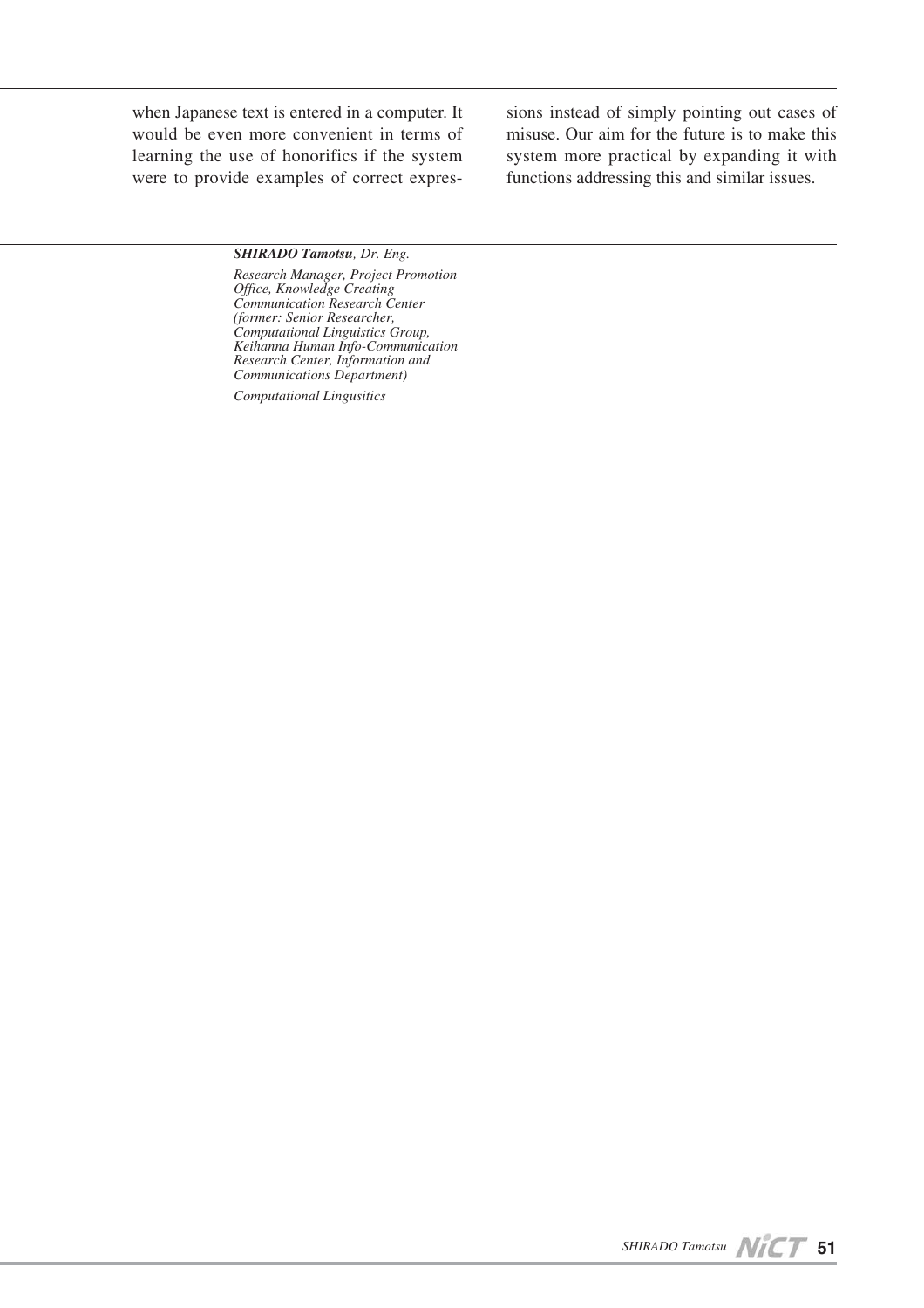when Japanese text is entered in a computer. It would be even more convenient in terms of learning the use of honorifics if the system were to provide examples of correct expressions instead of simply pointing out cases of misuse. Our aim for the future is to make this system more practical by expanding it with functions addressing this and similar issues.

***SHIRADO Tamotsu**, Dr. Eng.*

*Research Manager, Project Promotion Office, Knowledge Creating Communication Research Center (former: Senior Researcher, Computational Linguistics Group, Keihanna Human Info-Communication Research Center, Information and Communications Department)*

*Computational Lingusitics*